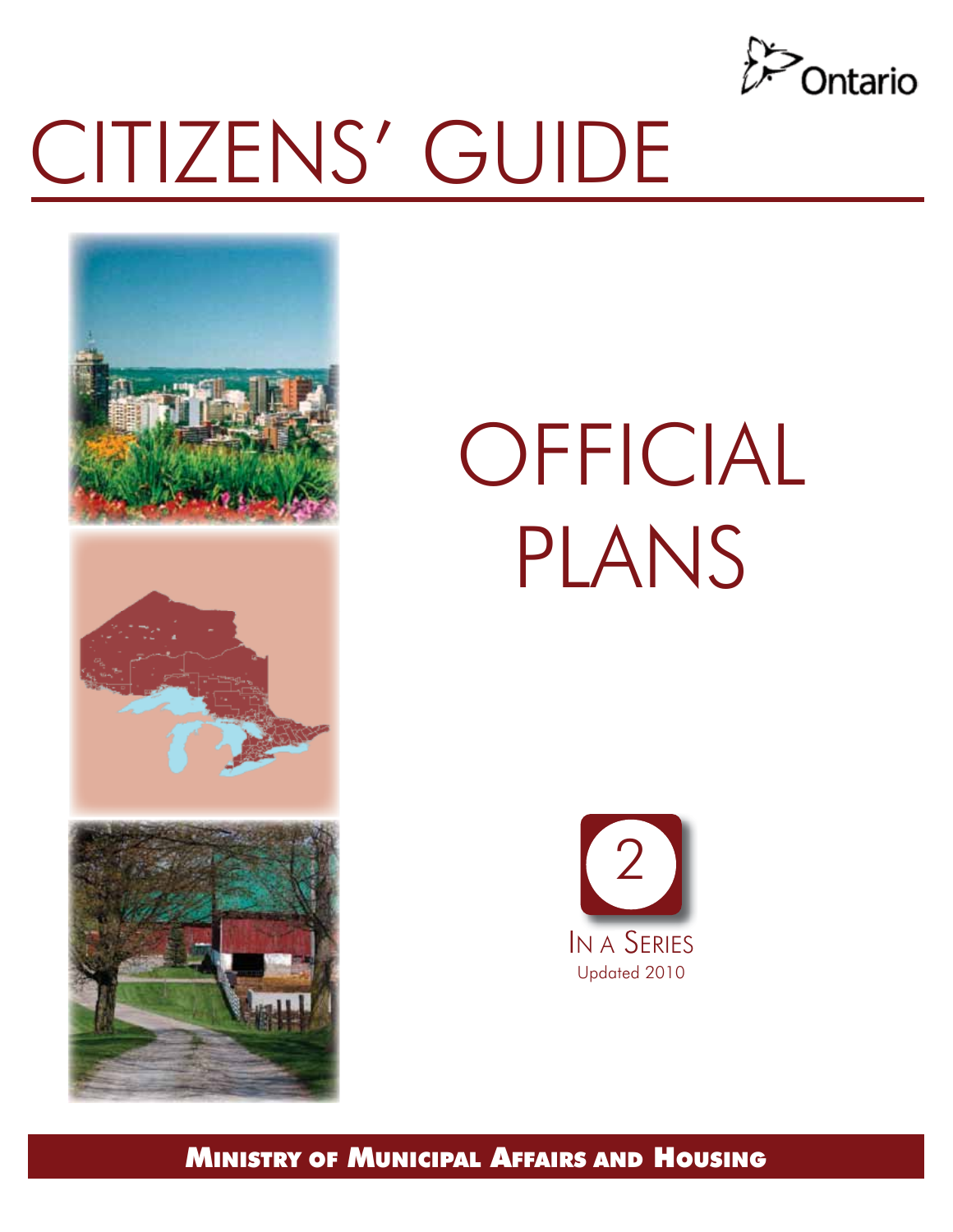Ontario

# CITIZENS' GUIDE

# OFFICIAL PLANS

2

IN A SERIES

Updated 2010

**MINISTRY OF MUNICIPAL AFFAIRS AND HOUSING**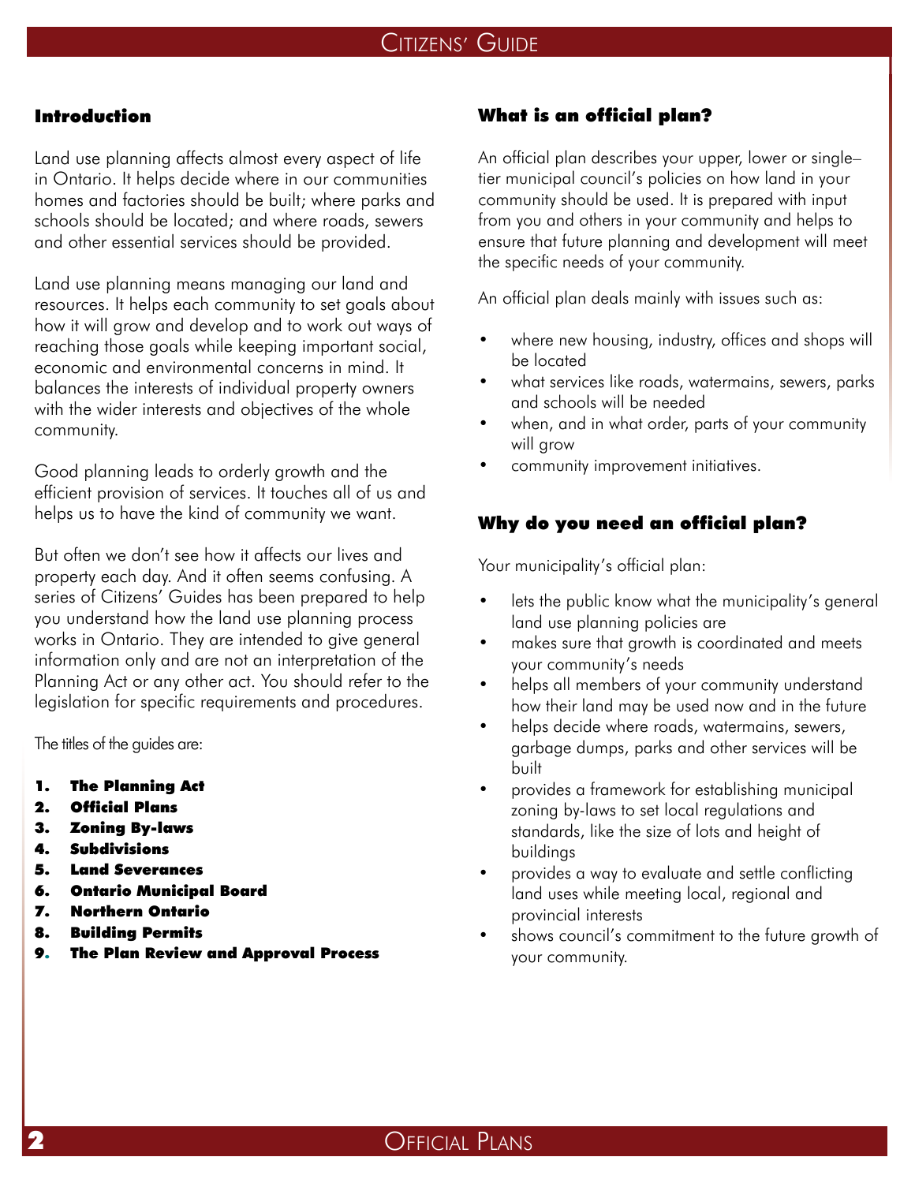## Introduction

Land use planning affects almost every aspect of life in Ontario. It helps decide where in our communities homes and factories should be built; where parks and schools should be located; and where roads, sewers and other essential services should be provided.

Land use planning means managing our land and resources. It helps each community to set goals about how it will grow and develop and to work out ways of reaching those goals while keeping important social, economic and environmental concerns in mind. It balances the interests of individual property owners with the wider interests and objectives of the whole community.

Good planning leads to orderly growth and the efficient provision of services. It touches all of us and helps us to have the kind of community we want.

But often we don't see how it affects our lives and property each day. And it often seems confusing. A series of Citizens' Guides has been prepared to help you understand how the land use planning process works in Ontario. They are intended to give general information only and are not an interpretation of the Planning Act or any other act. You should refer to the legislation for specific requirements and procedures.

The titles of the guides are:

1. **The Planning Act**
2. **Official Plans**
3. **Zoning By-laws**
4. **Subdivisions**
5. **Land Severances**
6. **Ontario Municipal Board**
7. **Northern Ontario**
8. **Building Permits**
9. **The Plan Review and Approval Process**

## What is an official plan?

An official plan describes your upper, lower or single–tier municipal council's policies on how land in your community should be used. It is prepared with input from you and others in your community and helps to ensure that future planning and development will meet the specific needs of your community.

An official plan deals mainly with issues such as:

- where new housing, industry, offices and shops will be located
- what services like roads, watermains, sewers, parks and schools will be needed
- when, and in what order, parts of your community will grow
- community improvement initiatives.

## Why do you need an official plan?

Your municipality's official plan:

- lets the public know what the municipality's general land use planning policies are
- makes sure that growth is coordinated and meets your community's needs
- helps all members of your community understand how their land may be used now and in the future
- helps decide where roads, watermains, sewers, garbage dumps, parks and other services will be built
- provides a framework for establishing municipal zoning by-laws to set local regulations and standards, like the size of lots and height of buildings
- provides a way to evaluate and settle conflicting land uses while meeting local, regional and provincial interests
- shows council's commitment to the future growth of your community.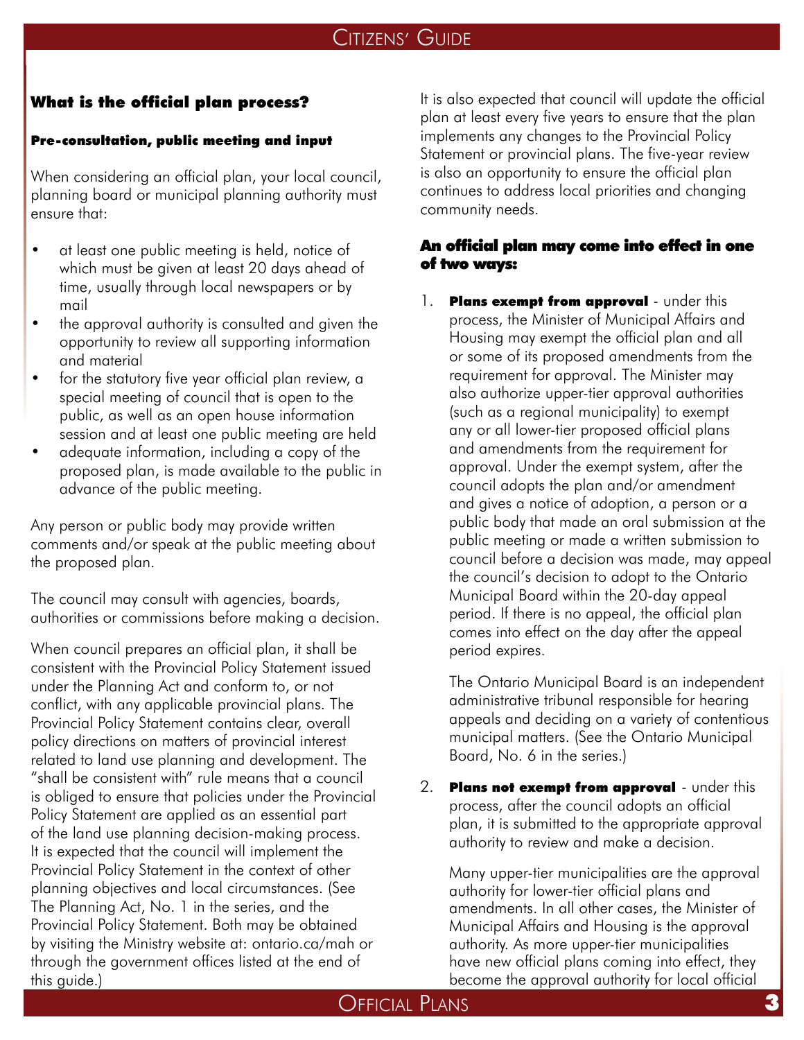## What is the official plan process?

### Pre-consultation, public meeting and input

When considering an official plan, your local council, planning board or municipal planning authority must ensure that:

- at least one public meeting is held, notice of which must be given at least 20 days ahead of time, usually through local newspapers or by mail
- the approval authority is consulted and given the opportunity to review all supporting information and material
- for the statutory five year official plan review, a special meeting of council that is open to the public, as well as an open house information session and at least one public meeting are held
- adequate information, including a copy of the proposed plan, is made available to the public in advance of the public meeting.

Any person or public body may provide written comments and/or speak at the public meeting about the proposed plan.

The council may consult with agencies, boards, authorities or commissions before making a decision.

When council prepares an official plan, it shall be consistent with the Provincial Policy Statement issued under the Planning Act and conform to, or not conflict, with any applicable provincial plans. The Provincial Policy Statement contains clear, overall policy directions on matters of provincial interest related to land use planning and development. The "shall be consistent with" rule means that a council is obliged to ensure that policies under the Provincial Policy Statement are applied as an essential part of the land use planning decision-making process. It is expected that the council will implement the Provincial Policy Statement in the context of other planning objectives and local circumstances. (See The Planning Act, No. 1 in the series, and the Provincial Policy Statement. Both may be obtained by visiting the Ministry website at: ontario.ca/mah or through the government offices listed at the end of this guide.)

It is also expected that council will update the official plan at least every five years to ensure that the plan implements any changes to the Provincial Policy Statement or provincial plans. The five-year review is also an opportunity to ensure the official plan continues to address local priorities and changing community needs.

### An official plan may come into effect in one of two ways:

1. **Plans exempt from approval** - under this process, the Minister of Municipal Affairs and Housing may exempt the official plan and all or some of its proposed amendments from the requirement for approval. The Minister may also authorize upper-tier approval authorities (such as a regional municipality) to exempt any or all lower-tier proposed official plans and amendments from the requirement for approval. Under the exempt system, after the council adopts the plan and/or amendment and gives a notice of adoption, a person or a public body that made an oral submission at the public meeting or made a written submission to council before a decision was made, may appeal the council's decision to adopt to the Ontario Municipal Board within the 20-day appeal period. If there is no appeal, the official plan comes into effect on the day after the appeal period expires.

   The Ontario Municipal Board is an independent administrative tribunal responsible for hearing appeals and deciding on a variety of contentious municipal matters. (See the Ontario Municipal Board, No. 6 in the series.)

2. **Plans not exempt from approval** - under this process, after the council adopts an official plan, it is submitted to the appropriate approval authority to review and make a decision.

   Many upper-tier municipalities are the approval authority for lower-tier official plans and amendments. In all other cases, the Minister of Municipal Affairs and Housing is the approval authority. As more upper-tier municipalities have new official plans coming into effect, they become the approval authority for local official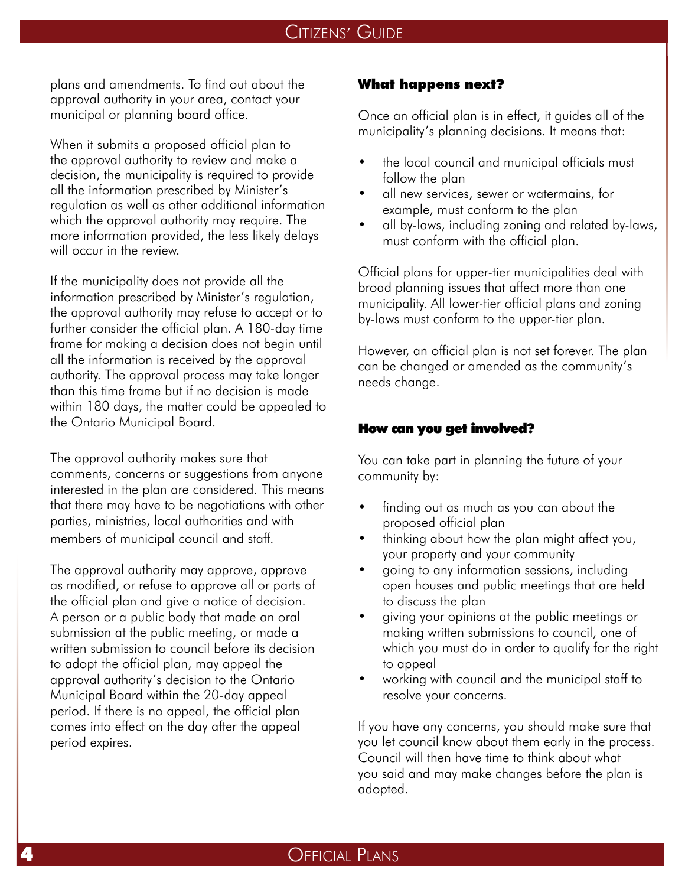plans and amendments. To find out about the approval authority in your area, contact your municipal or planning board office.

When it submits a proposed official plan to the approval authority to review and make a decision, the municipality is required to provide all the information prescribed by Minister's regulation as well as other additional information which the approval authority may require. The more information provided, the less likely delays will occur in the review.

If the municipality does not provide all the information prescribed by Minister's regulation, the approval authority may refuse to accept or to further consider the official plan. A 180-day time frame for making a decision does not begin until all the information is received by the approval authority. The approval process may take longer than this time frame but if no decision is made within 180 days, the matter could be appealed to the Ontario Municipal Board.

The approval authority makes sure that comments, concerns or suggestions from anyone interested in the plan are considered. This means that there may have to be negotiations with other parties, ministries, local authorities and with members of municipal council and staff.

The approval authority may approve, approve as modified, or refuse to approve all or parts of the official plan and give a notice of decision. A person or a public body that made an oral submission at the public meeting, or made a written submission to council before its decision to adopt the official plan, may appeal the approval authority's decision to the Ontario Municipal Board within the 20-day appeal period. If there is no appeal, the official plan comes into effect on the day after the appeal period expires.

### What happens next?

Once an official plan is in effect, it guides all of the municipality's planning decisions. It means that:

- the local council and municipal officials must follow the plan
- all new services, sewer or watermains, for example, must conform to the plan
- all by-laws, including zoning and related by-laws, must conform with the official plan.

Official plans for upper-tier municipalities deal with broad planning issues that affect more than one municipality. All lower-tier official plans and zoning by-laws must conform to the upper-tier plan.

However, an official plan is not set forever. The plan can be changed or amended as the community's needs change.

### How can you get involved?

You can take part in planning the future of your community by:

- finding out as much as you can about the proposed official plan
- thinking about how the plan might affect you, your property and your community
- going to any information sessions, including open houses and public meetings that are held to discuss the plan
- giving your opinions at the public meetings or making written submissions to council, one of which you must do in order to qualify for the right to appeal
- working with council and the municipal staff to resolve your concerns.

If you have any concerns, you should make sure that you let council know about them early in the process. Council will then have time to think about what you said and may make changes before the plan is adopted.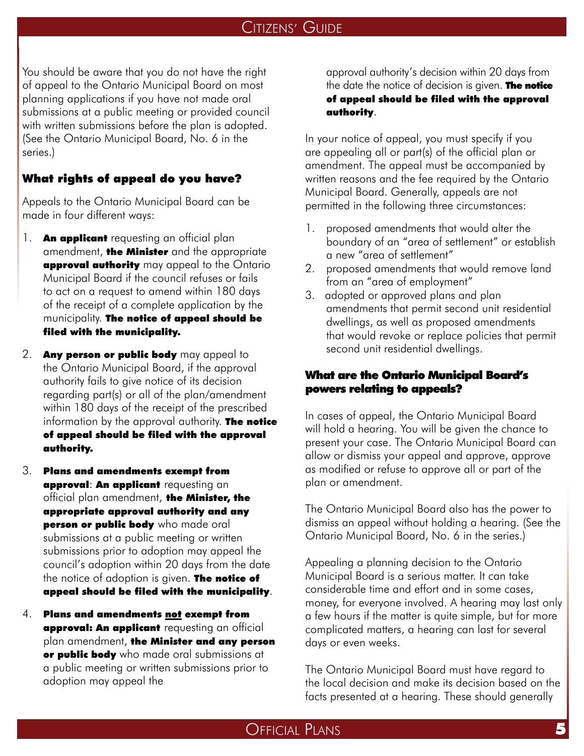You should be aware that you do not have the right of appeal to the Ontario Municipal Board on most planning applications if you have not made oral submissions at a public meeting or provided council with written submissions before the plan is adopted. (See the Ontario Municipal Board, No. 6 in the series.)

### What rights of appeal do you have?

Appeals to the Ontario Municipal Board can be made in four different ways:

1. **An applicant** requesting an official plan amendment, **the Minister** and the appropriate **approval authority** may appeal to the Ontario Municipal Board if the council refuses or fails to act on a request to amend within 180 days of the receipt of a complete application by the municipality. **The notice of appeal should be filed with the municipality.**

2. **Any person or public body** may appeal to the Ontario Municipal Board, if the approval authority fails to give notice of its decision regarding part(s) or all of the plan/amendment within 180 days of the receipt of the prescribed information by the approval authority. **The notice of appeal should be filed with the approval authority.**

3. **Plans and amendments exempt from approval**: **An applicant** requesting an official plan amendment, **the Minister, the appropriate approval authority and any person or public body** who made oral submissions at a public meeting or written submissions prior to adoption may appeal the council's adoption within 20 days from the date the notice of adoption is given. **The notice of appeal should be filed with the municipality**.

4. **Plans and amendments <u>not</u> exempt from approval: An applicant** requesting an official plan amendment, **the Minister and any person or public body** who made oral submissions at a public meeting or written submissions prior to adoption may appeal the approval authority's decision within 20 days from the date the notice of decision is given. **The notice of appeal should be filed with the approval authority**.

In your notice of appeal, you must specify if you are appealing all or part(s) of the official plan or amendment. The appeal must be accompanied by written reasons and the fee required by the Ontario Municipal Board. Generally, appeals are not permitted in the following three circumstances:

1. proposed amendments that would alter the boundary of an "area of settlement" or establish a new "area of settlement"
2. proposed amendments that would remove land from an "area of employment"
3. adopted or approved plans and plan amendments that permit second unit residential dwellings, as well as proposed amendments that would revoke or replace policies that permit second unit residential dwellings.

### What are the Ontario Municipal Board's powers relating to appeals?

In cases of appeal, the Ontario Municipal Board will hold a hearing. You will be given the chance to present your case. The Ontario Municipal Board can allow or dismiss your appeal and approve, approve as modified or refuse to approve all or part of the plan or amendment.

The Ontario Municipal Board also has the power to dismiss an appeal without holding a hearing. (See the Ontario Municipal Board, No. 6 in the series.)

Appealing a planning decision to the Ontario Municipal Board is a serious matter. It can take considerable time and effort and in some cases, money, for everyone involved. A hearing may last only a few hours if the matter is quite simple, but for more complicated matters, a hearing can last for several days or even weeks.

The Ontario Municipal Board must have regard to the local decision and make its decision based on the facts presented at a hearing. These should generally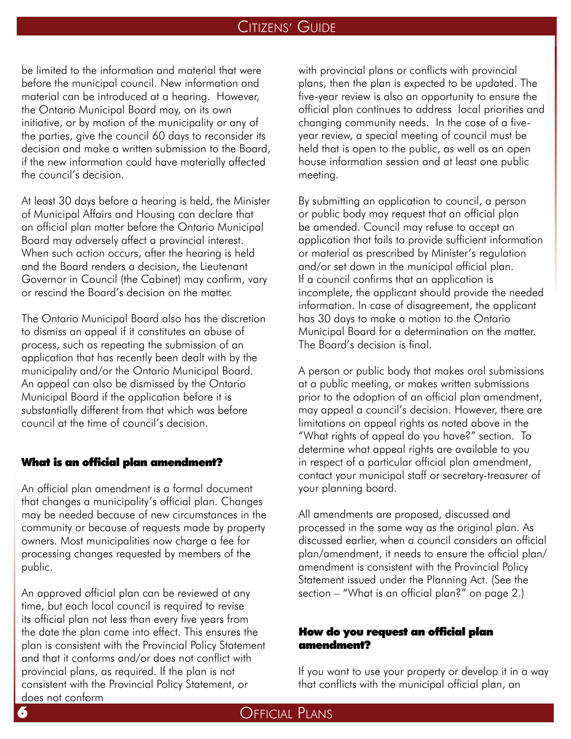be limited to the information and material that were before the municipal council. New information and material can be introduced at a hearing. However, the Ontario Municipal Board may, on its own initiative, or by motion of the municipality or any of the parties, give the council 60 days to reconsider its decision and make a written submission to the Board, if the new information could have materially affected the council's decision.

At least 30 days before a hearing is held, the Minister of Municipal Affairs and Housing can declare that an official plan matter before the Ontario Municipal Board may adversely affect a provincial interest. When such action occurs, after the hearing is held and the Board renders a decision, the Lieutenant Governor in Council (the Cabinet) may confirm, vary or rescind the Board's decision on the matter.

The Ontario Municipal Board also has the discretion to dismiss an appeal if it constitutes an abuse of process, such as repeating the submission of an application that has recently been dealt with by the municipality and/or the Ontario Municipal Board. An appeal can also be dismissed by the Ontario Municipal Board if the application before it is substantially different from that which was before council at the time of council's decision.

## What is an official plan amendment?

An official plan amendment is a formal document that changes a municipality's official plan. Changes may be needed because of new circumstances in the community or because of requests made by property owners. Most municipalities now charge a fee for processing changes requested by members of the public.

An approved official plan can be reviewed at any time, but each local council is required to revise its official plan not less than every five years from the date the plan came into effect. This ensures the plan is consistent with the Provincial Policy Statement and that it conforms and/or does not conflict with provincial plans, as required. If the plan is not consistent with the Provincial Policy Statement, or does not conform with provincial plans or conflicts with provincial plans, then the plan is expected to be updated. The five-year review is also an opportunity to ensure the official plan continues to address local priorities and changing community needs. In the case of a five-year review, a special meeting of council must be held that is open to the public, as well as an open house information session and at least one public meeting.

By submitting an application to council, a person or public body may request that an official plan be amended. Council may refuse to accept an application that fails to provide sufficient information or material as prescribed by Minister's regulation and/or set down in the municipal official plan. If a council confirms that an application is incomplete, the applicant should provide the needed information. In case of disagreement, the applicant has 30 days to make a motion to the Ontario Municipal Board for a determination on the matter. The Board's decision is final.

A person or public body that makes oral submissions at a public meeting, or makes written submissions prior to the adoption of an official plan amendment, may appeal a council's decision. However, there are limitations on appeal rights as noted above in the "What rights of appeal do you have?" section. To determine what appeal rights are available to you in respect of a particular official plan amendment, contact your municipal staff or secretary-treasurer of your planning board.

All amendments are proposed, discussed and processed in the same way as the original plan. As discussed earlier, when a council considers an official plan/amendment, it needs to ensure the official plan/amendment is consistent with the Provincial Policy Statement issued under the Planning Act. (See the section – "What is an official plan?" on page 2.)

## How do you request an official plan amendment?

If you want to use your property or develop it in a way that conflicts with the municipal official plan, an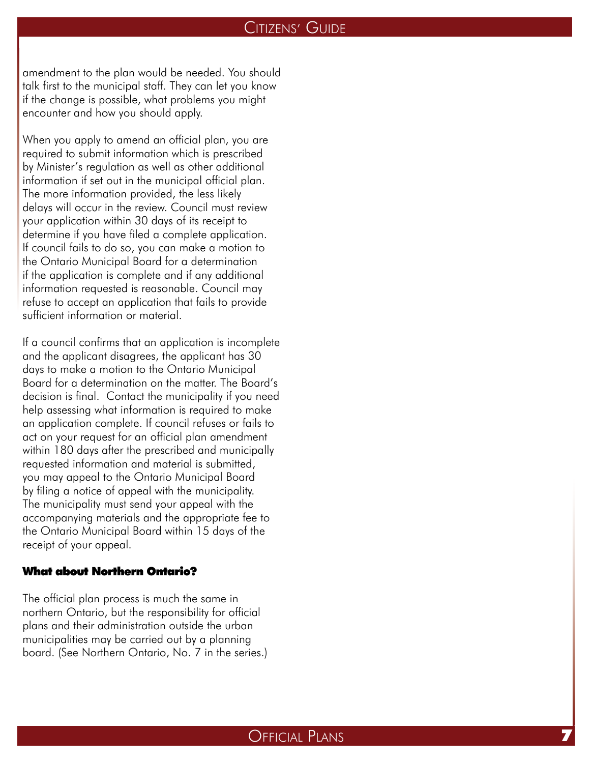amendment to the plan would be needed. You should talk first to the municipal staff. They can let you know if the change is possible, what problems you might encounter and how you should apply.

When you apply to amend an official plan, you are required to submit information which is prescribed by Minister's regulation as well as other additional information if set out in the municipal official plan. The more information provided, the less likely delays will occur in the review. Council must review your application within 30 days of its receipt to determine if you have filed a complete application. If council fails to do so, you can make a motion to the Ontario Municipal Board for a determination if the application is complete and if any additional information requested is reasonable. Council may refuse to accept an application that fails to provide sufficient information or material.

If a council confirms that an application is incomplete and the applicant disagrees, the applicant has 30 days to make a motion to the Ontario Municipal Board for a determination on the matter. The Board's decision is final. Contact the municipality if you need help assessing what information is required to make an application complete. If council refuses or fails to act on your request for an official plan amendment within 180 days after the prescribed and municipally requested information and material is submitted, you may appeal to the Ontario Municipal Board by filing a notice of appeal with the municipality. The municipality must send your appeal with the accompanying materials and the appropriate fee to the Ontario Municipal Board within 15 days of the receipt of your appeal.

**What about Northern Ontario?**

The official plan process is much the same in northern Ontario, but the responsibility for official plans and their administration outside the urban municipalities may be carried out by a planning board. (See Northern Ontario, No. 7 in the series.)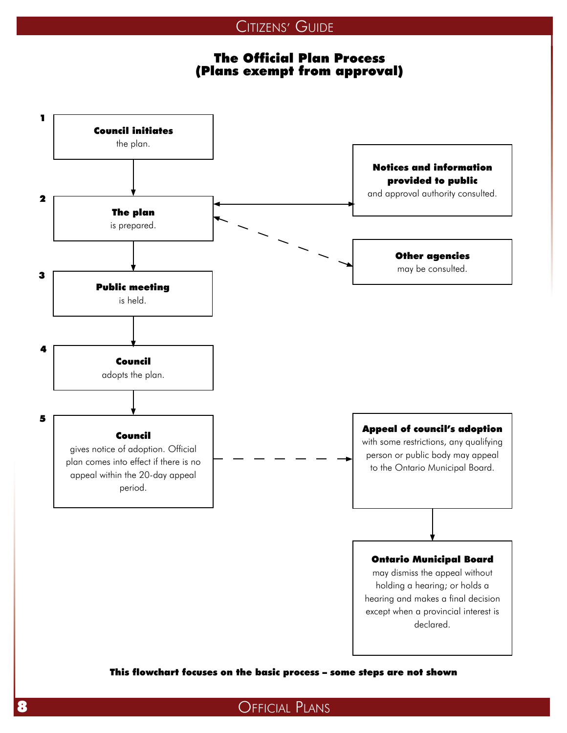## The Official Plan Process (Plans exempt from approval)

1. **Council initiates** the plan.
2. **The plan** is prepared.
   - **Notices and information provided to public** and approval authority consulted.
   - **Other agencies** may be consulted.
3. **Public meeting** is held.
4. **Council** adopts the plan.
5. **Council** gives notice of adoption. Official plan comes into effect if there is no appeal within the 20-day appeal period.
   - **Appeal of council's adoption** with some restrictions, any qualifying person or public body may appeal to the Ontario Municipal Board.
   - **Ontario Municipal Board** may dismiss the appeal without holding a hearing; or holds a hearing and makes a final decision except when a provincial interest is declared.

**This flowchart focuses on the basic process – some steps are not shown**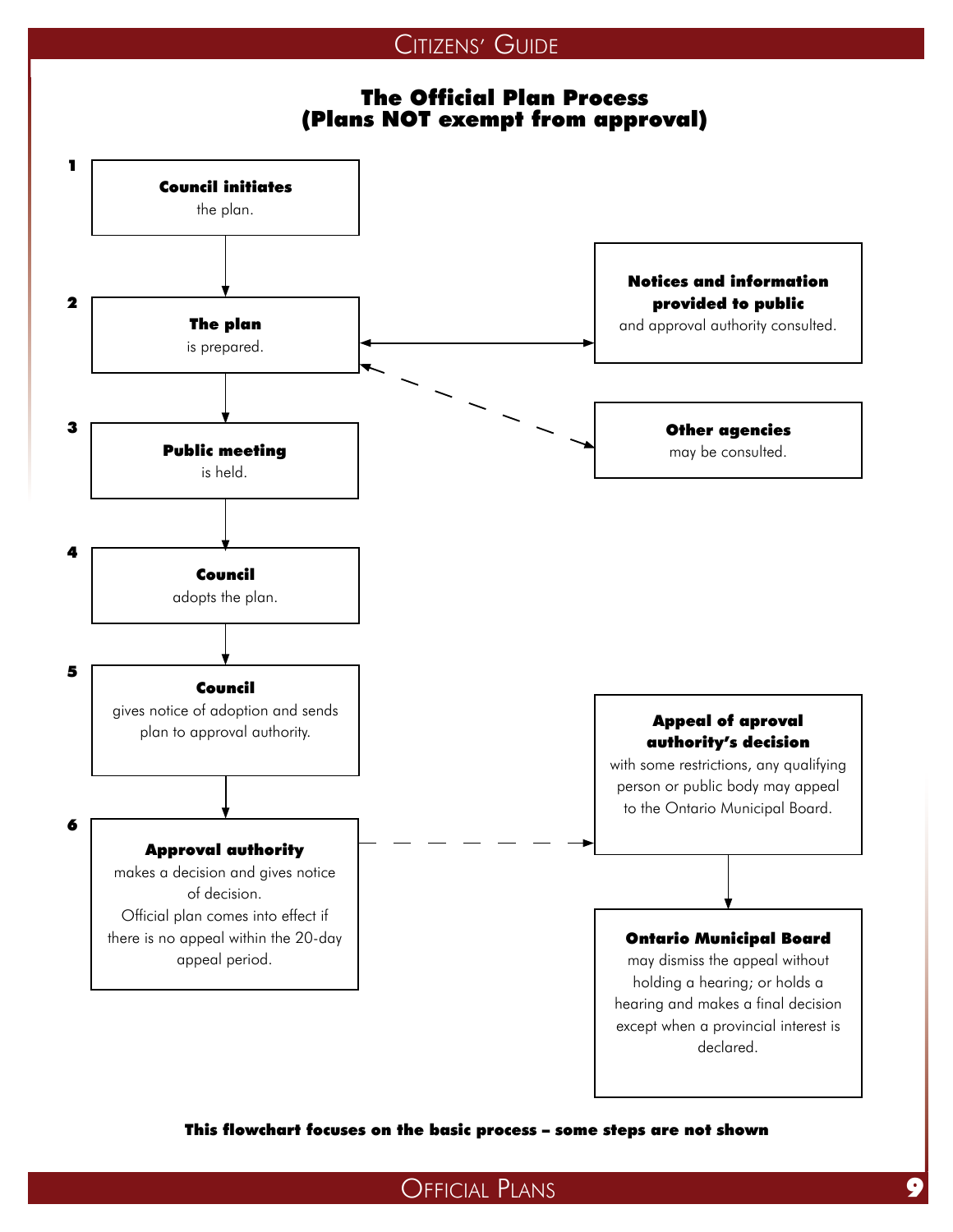## The Official Plan Process (Plans NOT exempt from approval)

1. **Council initiates** the plan.

2. **The plan** is prepared.
   - **Notices and information provided to public** and approval authority consulted.
   - **Other agencies** may be consulted.

3. **Public meeting** is held.

4. **Council** adopts the plan.

5. **Council** gives notice of adoption and sends plan to approval authority.

6. **Approval authority** makes a decision and gives notice of decision. Official plan comes into effect if there is no appeal within the 20-day appeal period.
   - **Appeal of aproval authority's decision** with some restrictions, any qualifying person or public body may appeal to the Ontario Municipal Board.
   - **Ontario Municipal Board** may dismiss the appeal without holding a hearing; or holds a hearing and makes a final decision except when a provincial interest is declared.

**This flowchart focuses on the basic process – some steps are not shown**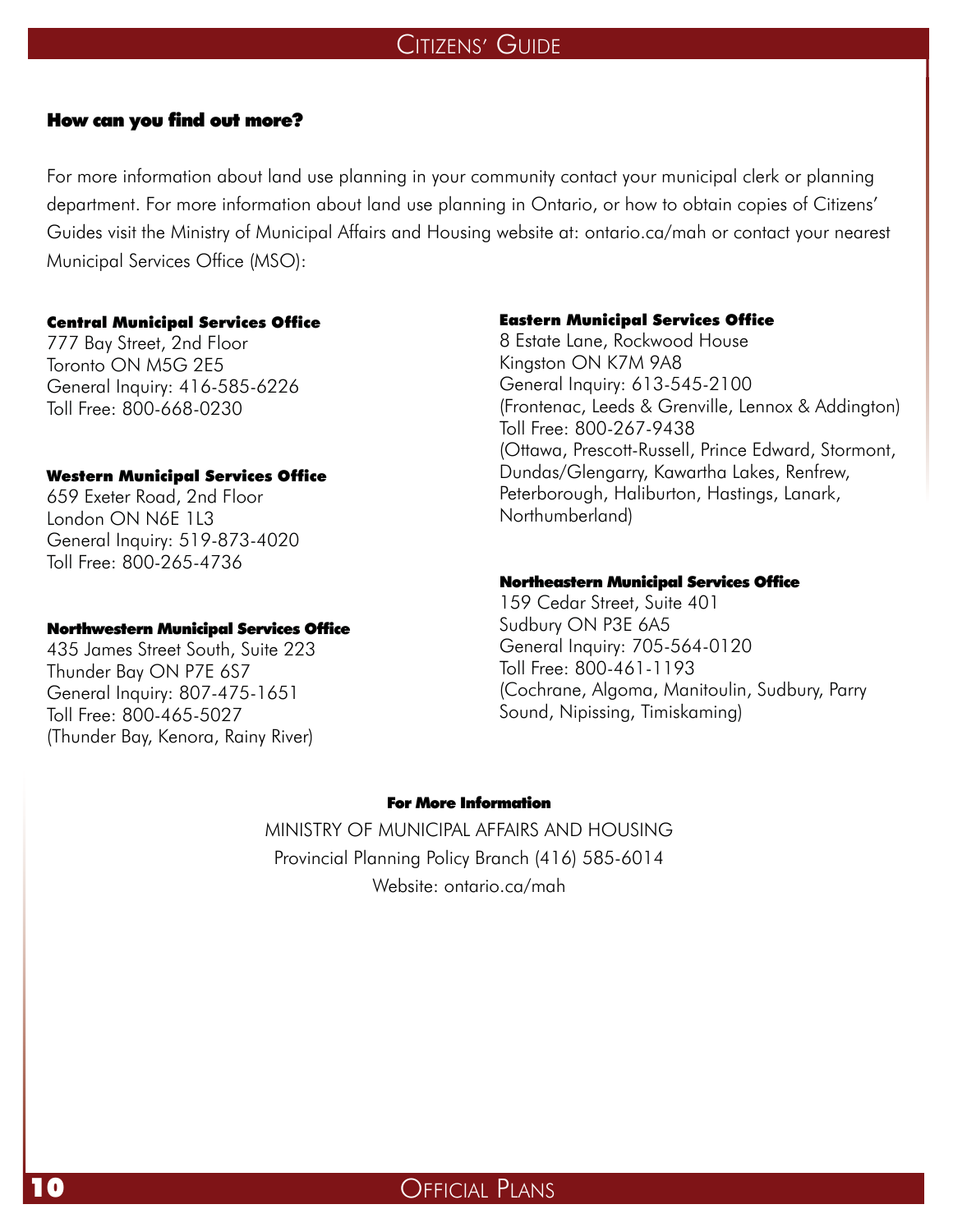## How can you find out more?

For more information about land use planning in your community contact your municipal clerk or planning department. For more information about land use planning in Ontario, or how to obtain copies of Citizens' Guides visit the Ministry of Municipal Affairs and Housing website at: ontario.ca/mah or contact your nearest Municipal Services Office (MSO):

**Central Municipal Services Office**
777 Bay Street, 2nd Floor
Toronto ON M5G 2E5
General Inquiry: 416-585-6226
Toll Free: 800-668-0230

**Western Municipal Services Office**
659 Exeter Road, 2nd Floor
London ON N6E 1L3
General Inquiry: 519-873-4020
Toll Free: 800-265-4736

**Northwestern Municipal Services Office**
435 James Street South, Suite 223
Thunder Bay ON P7E 6S7
General Inquiry: 807-475-1651
Toll Free: 800-465-5027
(Thunder Bay, Kenora, Rainy River)

**Eastern Municipal Services Office**
8 Estate Lane, Rockwood House
Kingston ON K7M 9A8
General Inquiry: 613-545-2100
(Frontenac, Leeds & Grenville, Lennox & Addington)
Toll Free: 800-267-9438
(Ottawa, Prescott-Russell, Prince Edward, Stormont, Dundas/Glengarry, Kawartha Lakes, Renfrew, Peterborough, Haliburton, Hastings, Lanark, Northumberland)

**Northeastern Municipal Services Office**
159 Cedar Street, Suite 401
Sudbury ON P3E 6A5
General Inquiry: 705-564-0120
Toll Free: 800-461-1193
(Cochrane, Algoma, Manitoulin, Sudbury, Parry Sound, Nipissing, Timiskaming)

**For More Information**

MINISTRY OF MUNICIPAL AFFAIRS AND HOUSING
Provincial Planning Policy Branch (416) 585-6014
Website: ontario.ca/mah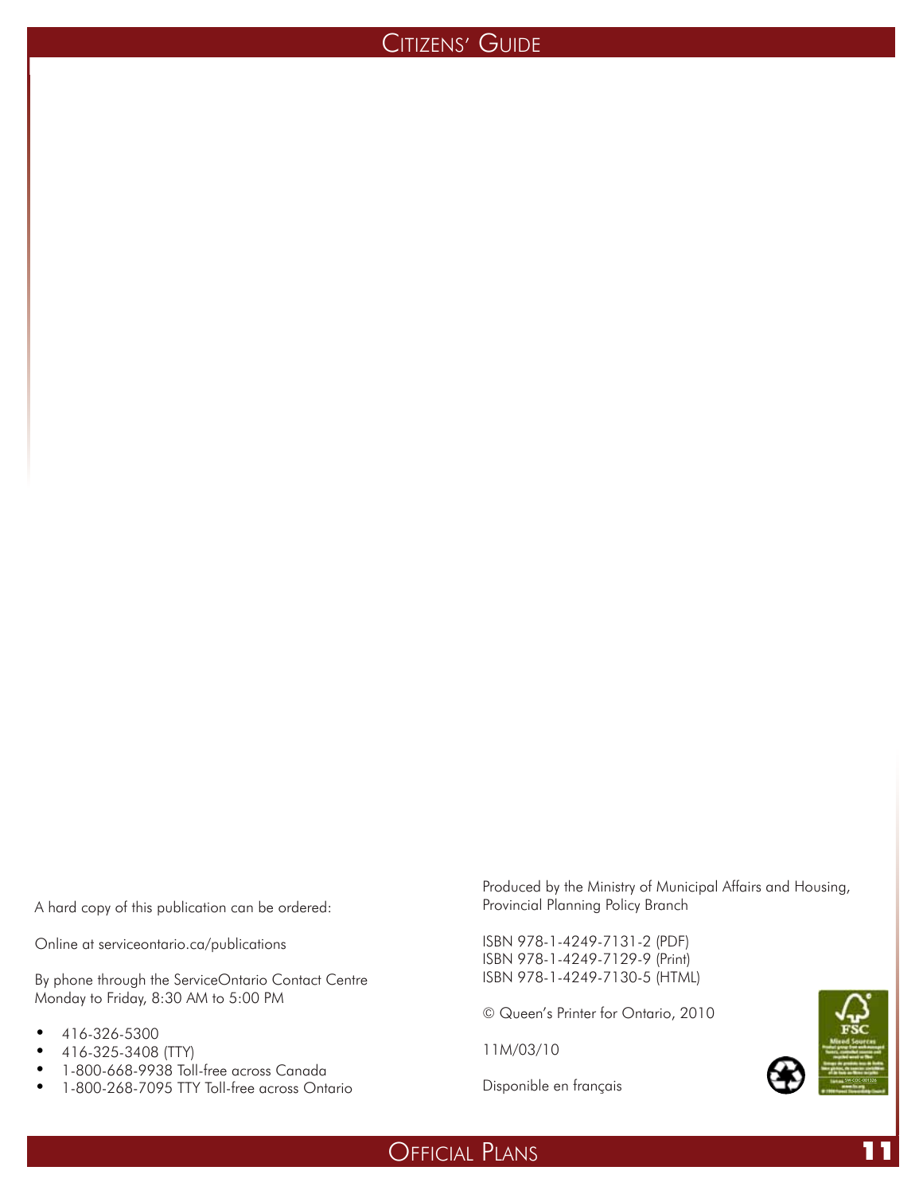A hard copy of this publication can be ordered:

Online at serviceontario.ca/publications

By phone through the ServiceOntario Contact Centre
Monday to Friday, 8:30 AM to 5:00 PM

- 416-326-5300
- 416-325-3408 (TTY)
- 1-800-668-9938 Toll-free across Canada
- 1-800-268-7095 TTY Toll-free across Ontario

Produced by the Ministry of Municipal Affairs and Housing, Provincial Planning Policy Branch

ISBN 978-1-4249-7131-2 (PDF)
ISBN 978-1-4249-7129-9 (Print)
ISBN 978-1-4249-7130-5 (HTML)

© Queen's Printer for Ontario, 2010

11M/03/10

Disponible en français